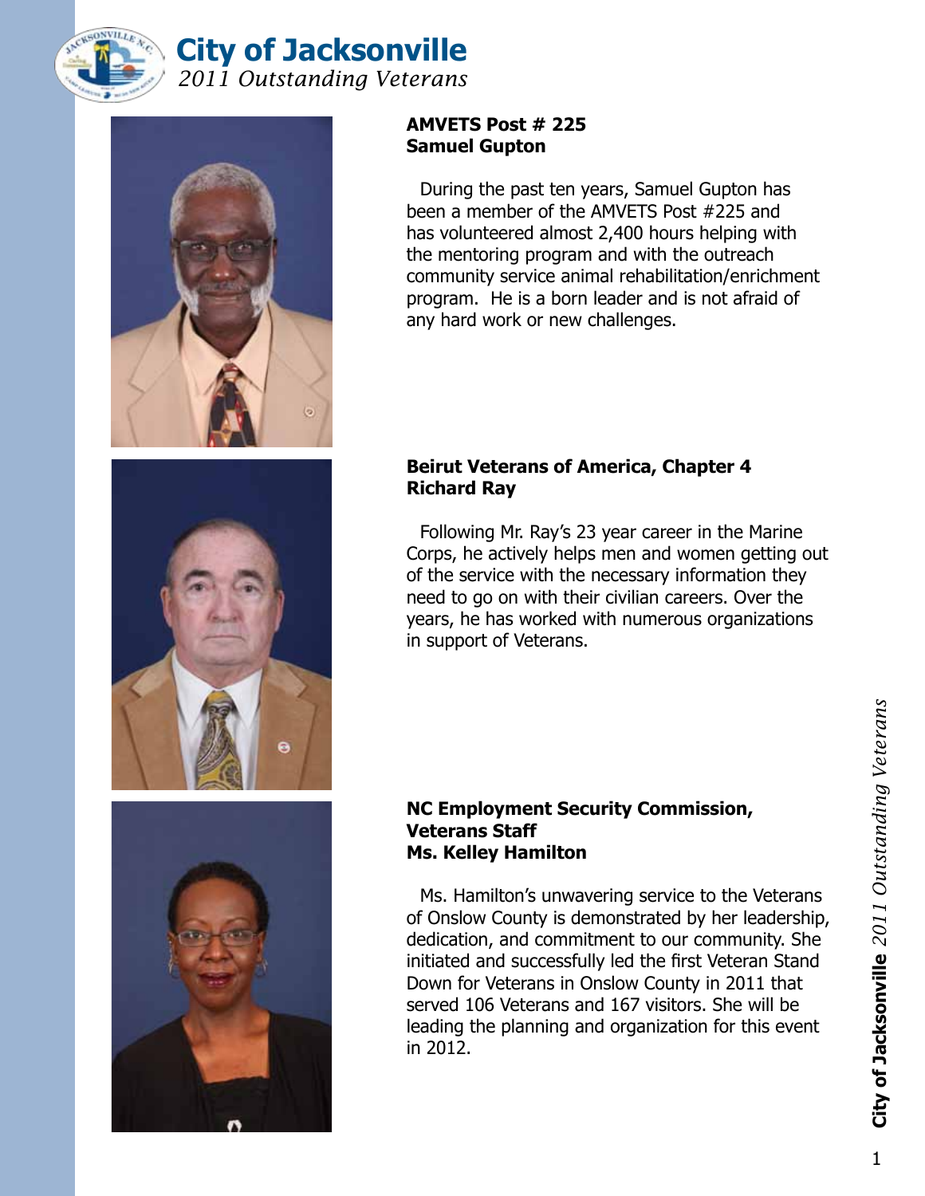# City of Jacksonville

*2011 Outstanding Veterans*

**AMVETS Post # 225**
**Samuel Gupton**

During the past ten years, Samuel Gupton has been a member of the AMVETS Post #225 and has volunteered almost 2,400 hours helping with the mentoring program and with the outreach community service animal rehabilitation/enrichment program. He is a born leader and is not afraid of any hard work or new challenges.

**Beirut Veterans of America, Chapter 4**
**Richard Ray**

Following Mr. Ray's 23 year career in the Marine Corps, he actively helps men and women getting out of the service with the necessary information they need to go on with their civilian careers. Over the years, he has worked with numerous organizations in support of Veterans.

**NC Employment Security Commission, Veterans Staff**
**Ms. Kelley Hamilton**

Ms. Hamilton's unwavering service to the Veterans of Onslow County is demonstrated by her leadership, dedication, and commitment to our community. She initiated and successfully led the first Veteran Stand Down for Veterans in Onslow County in 2011 that served 106 Veterans and 167 visitors. She will be leading the planning and organization for this event in 2012.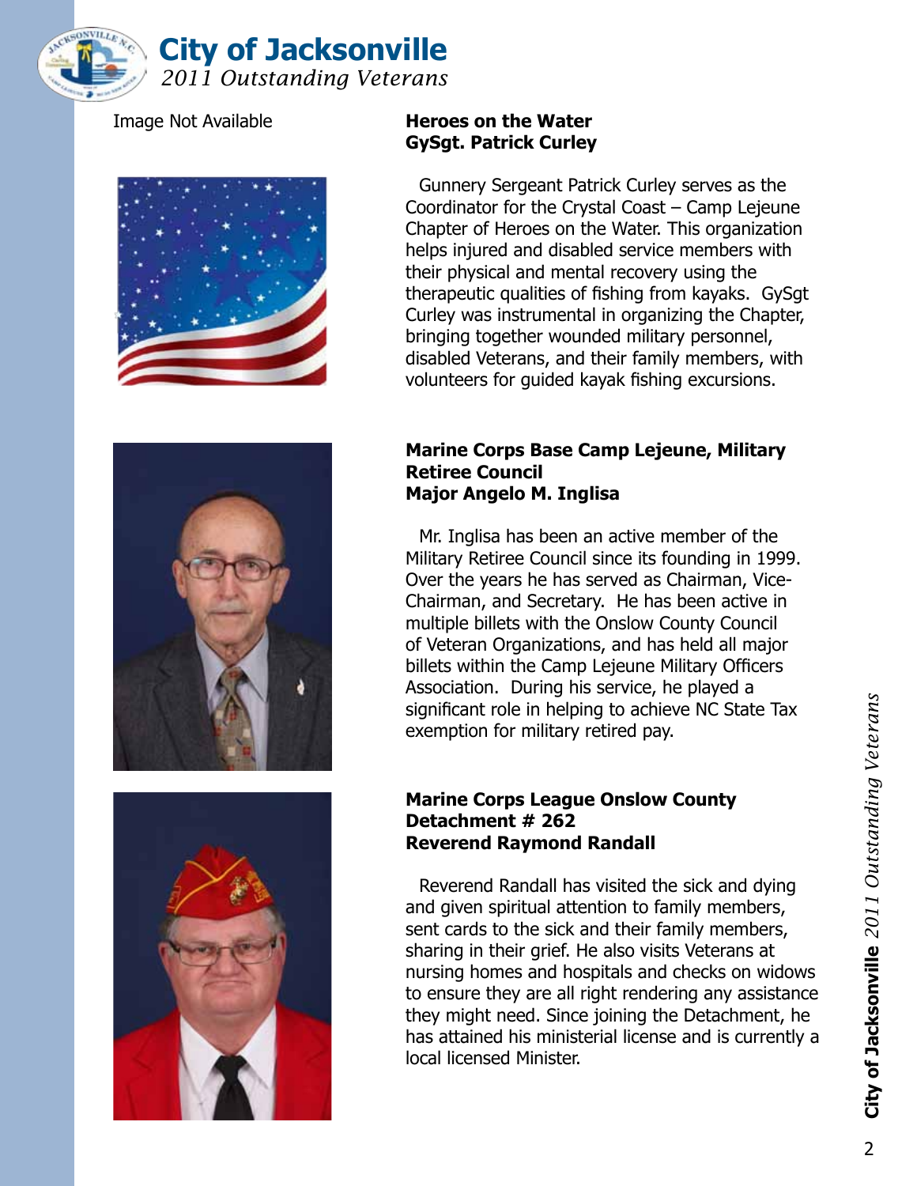Image Not Available

**Heroes on the Water**
**GySgt. Patrick Curley**

Gunnery Sergeant Patrick Curley serves as the Coordinator for the Crystal Coast – Camp Lejeune Chapter of Heroes on the Water. This organization helps injured and disabled service members with their physical and mental recovery using the therapeutic qualities of fishing from kayaks. GySgt Curley was instrumental in organizing the Chapter, bringing together wounded military personnel, disabled Veterans, and their family members, with volunteers for guided kayak fishing excursions.

**Marine Corps Base Camp Lejeune, Military Retiree Council**
**Major Angelo M. Inglisa**

Mr. Inglisa has been an active member of the Military Retiree Council since its founding in 1999. Over the years he has served as Chairman, Vice-Chairman, and Secretary. He has been active in multiple billets with the Onslow County Council of Veteran Organizations, and has held all major billets within the Camp Lejeune Military Officers Association. During his service, he played a significant role in helping to achieve NC State Tax exemption for military retired pay.

**Marine Corps League Onslow County Detachment # 262**
**Reverend Raymond Randall**

Reverend Randall has visited the sick and dying and given spiritual attention to family members, sent cards to the sick and their family members, sharing in their grief. He also visits Veterans at nursing homes and hospitals and checks on widows to ensure they are all right rendering any assistance they might need. Since joining the Detachment, he has attained his ministerial license and is currently a local licensed Minister.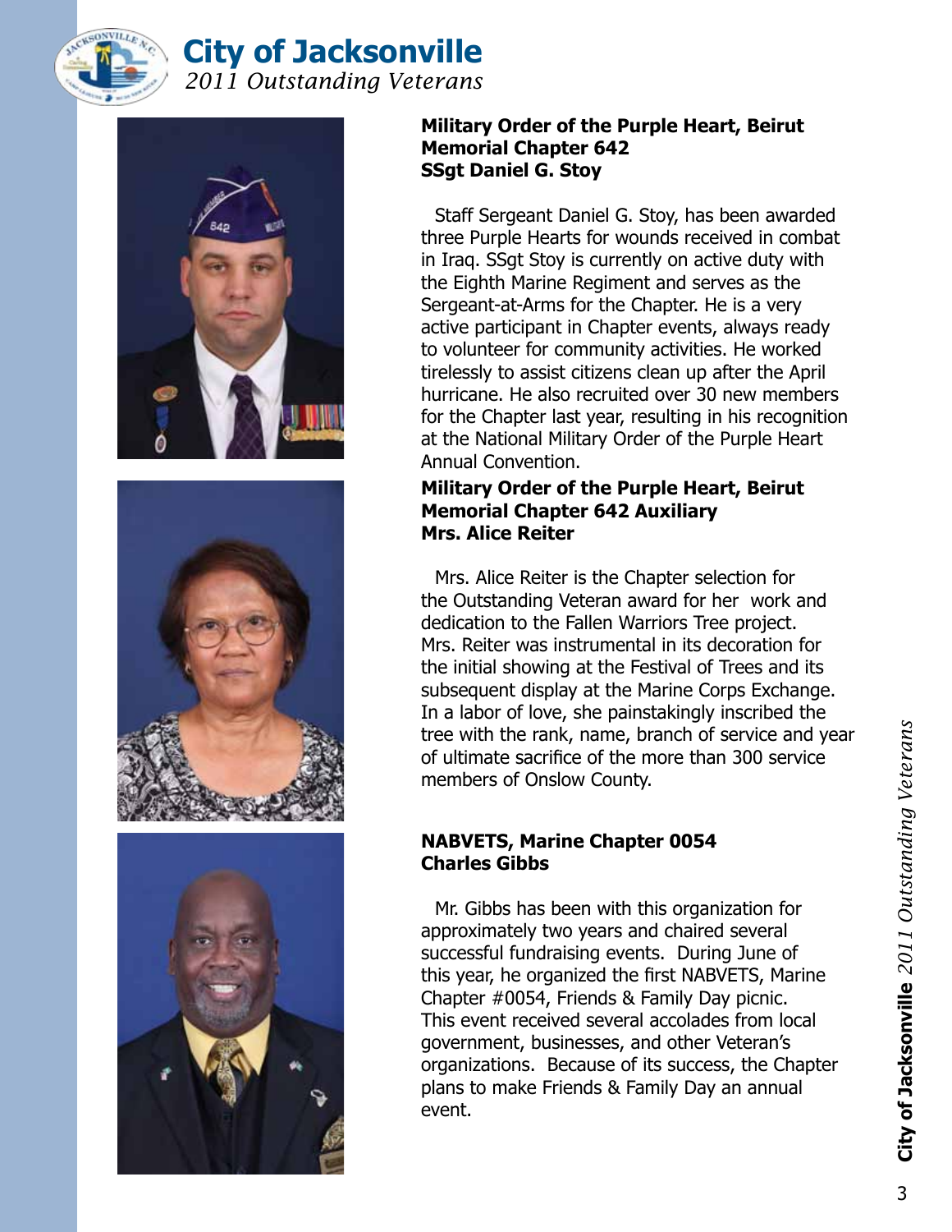### Military Order of the Purple Heart, Beirut Memorial Chapter 642
### SSgt Daniel G. Stoy

Staff Sergeant Daniel G. Stoy, has been awarded three Purple Hearts for wounds received in combat in Iraq. SSgt Stoy is currently on active duty with the Eighth Marine Regiment and serves as the Sergeant-at-Arms for the Chapter. He is a very active participant in Chapter events, always ready to volunteer for community activities. He worked tirelessly to assist citizens clean up after the April hurricane. He also recruited over 30 new members for the Chapter last year, resulting in his recognition at the National Military Order of the Purple Heart Annual Convention.

### Military Order of the Purple Heart, Beirut Memorial Chapter 642 Auxiliary
### Mrs. Alice Reiter

Mrs. Alice Reiter is the Chapter selection for the Outstanding Veteran award for her work and dedication to the Fallen Warriors Tree project. Mrs. Reiter was instrumental in its decoration for the initial showing at the Festival of Trees and its subsequent display at the Marine Corps Exchange. In a labor of love, she painstakingly inscribed the tree with the rank, name, branch of service and year of ultimate sacrifice of the more than 300 service members of Onslow County.

### NABVETS, Marine Chapter 0054
### Charles Gibbs

Mr. Gibbs has been with this organization for approximately two years and chaired several successful fundraising events. During June of this year, he organized the first NABVETS, Marine Chapter #0054, Friends & Family Day picnic. This event received several accolades from local government, businesses, and other Veteran's organizations. Because of its success, the Chapter plans to make Friends & Family Day an annual event.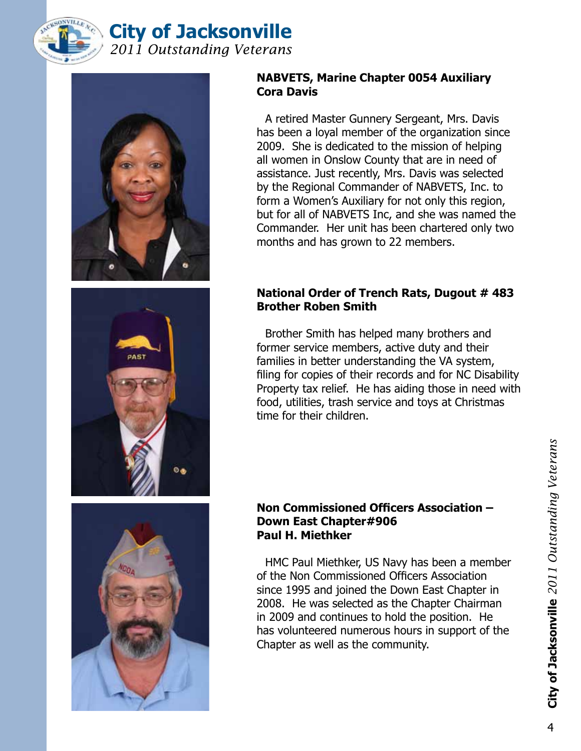### NABVETS, Marine Chapter 0054 Auxiliary
### Cora Davis

A retired Master Gunnery Sergeant, Mrs. Davis has been a loyal member of the organization since 2009. She is dedicated to the mission of helping all women in Onslow County that are in need of assistance. Just recently, Mrs. Davis was selected by the Regional Commander of NABVETS, Inc. to form a Women's Auxiliary for not only this region, but for all of NABVETS Inc, and she was named the Commander. Her unit has been chartered only two months and has grown to 22 members.

### National Order of Trench Rats, Dugout # 483
### Brother Roben Smith

Brother Smith has helped many brothers and former service members, active duty and their families in better understanding the VA system, filing for copies of their records and for NC Disability Property tax relief. He has aiding those in need with food, utilities, trash service and toys at Christmas time for their children.

### Non Commissioned Officers Association – Down East Chapter#906
### Paul H. Miethker

HMC Paul Miethker, US Navy has been a member of the Non Commissioned Officers Association since 1995 and joined the Down East Chapter in 2008. He was selected as the Chapter Chairman in 2009 and continues to hold the position. He has volunteered numerous hours in support of the Chapter as well as the community.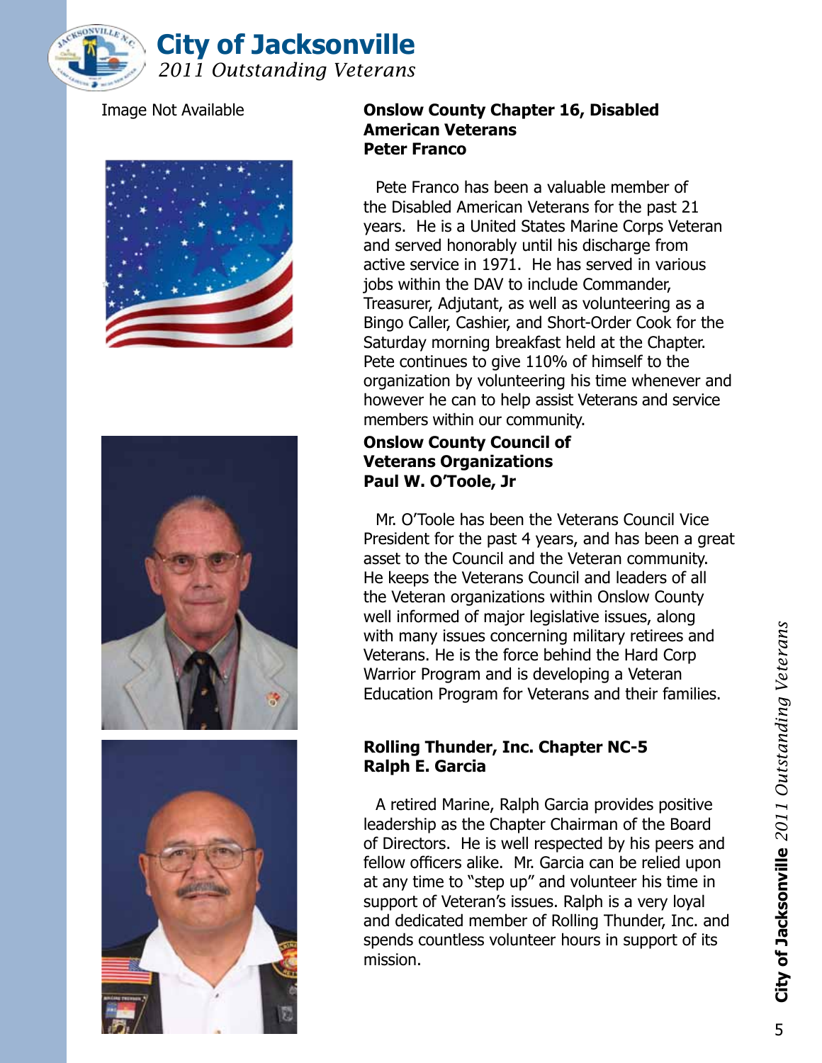Image Not Available

**Onslow County Chapter 16, Disabled American Veterans**
**Peter Franco**

Pete Franco has been a valuable member of the Disabled American Veterans for the past 21 years. He is a United States Marine Corps Veteran and served honorably until his discharge from active service in 1971. He has served in various jobs within the DAV to include Commander, Treasurer, Adjutant, as well as volunteering as a Bingo Caller, Cashier, and Short-Order Cook for the Saturday morning breakfast held at the Chapter. Pete continues to give 110% of himself to the organization by volunteering his time whenever and however he can to help assist Veterans and service members within our community.

**Onslow County Council of Veterans Organizations**
**Paul W. O'Toole, Jr**

Mr. O'Toole has been the Veterans Council Vice President for the past 4 years, and has been a great asset to the Council and the Veteran community. He keeps the Veterans Council and leaders of all the Veteran organizations within Onslow County well informed of major legislative issues, along with many issues concerning military retirees and Veterans. He is the force behind the Hard Corp Warrior Program and is developing a Veteran Education Program for Veterans and their families.

**Rolling Thunder, Inc. Chapter NC-5**
**Ralph E. Garcia**

A retired Marine, Ralph Garcia provides positive leadership as the Chapter Chairman of the Board of Directors. He is well respected by his peers and fellow officers alike. Mr. Garcia can be relied upon at any time to "step up" and volunteer his time in support of Veteran's issues. Ralph is a very loyal and dedicated member of Rolling Thunder, Inc. and spends countless volunteer hours in support of its mission.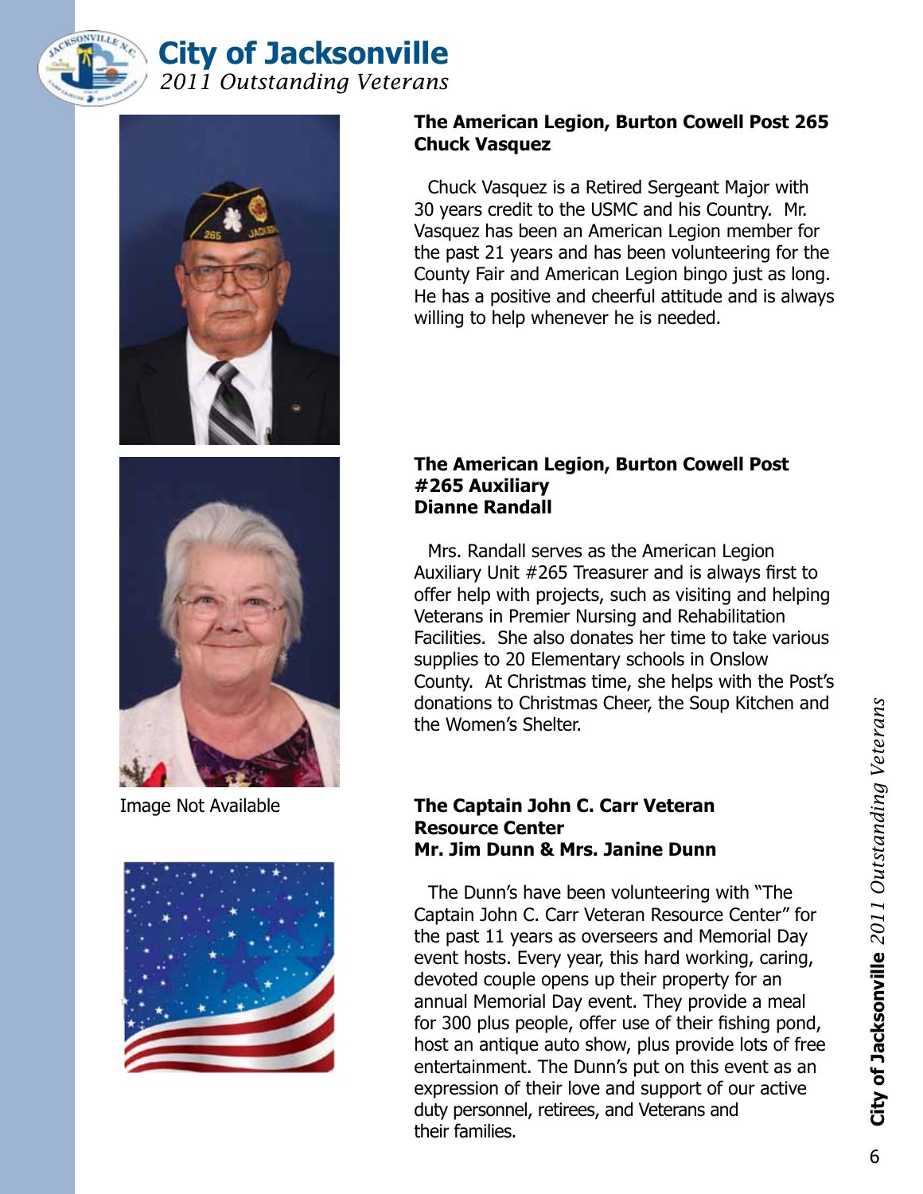### The American Legion, Burton Cowell Post 265
### Chuck Vasquez

Chuck Vasquez is a Retired Sergeant Major with 30 years credit to the USMC and his Country. Mr. Vasquez has been an American Legion member for the past 21 years and has been volunteering for the County Fair and American Legion bingo just as long. He has a positive and cheerful attitude and is always willing to help whenever he is needed.

### The American Legion, Burton Cowell Post #265 Auxiliary
### Dianne Randall

Mrs. Randall serves as the American Legion Auxiliary Unit #265 Treasurer and is always first to offer help with projects, such as visiting and helping Veterans in Premier Nursing and Rehabilitation Facilities. She also donates her time to take various supplies to 20 Elementary schools in Onslow County. At Christmas time, she helps with the Post's donations to Christmas Cheer, the Soup Kitchen and the Women's Shelter.

Image Not Available

### The Captain John C. Carr Veteran Resource Center
### Mr. Jim Dunn & Mrs. Janine Dunn

The Dunn's have been volunteering with "The Captain John C. Carr Veteran Resource Center" for the past 11 years as overseers and Memorial Day event hosts. Every year, this hard working, caring, devoted couple opens up their property for an annual Memorial Day event. They provide a meal for 300 plus people, offer use of their fishing pond, host an antique auto show, plus provide lots of free entertainment. The Dunn's put on this event as an expression of their love and support of our active duty personnel, retirees, and Veterans and their families.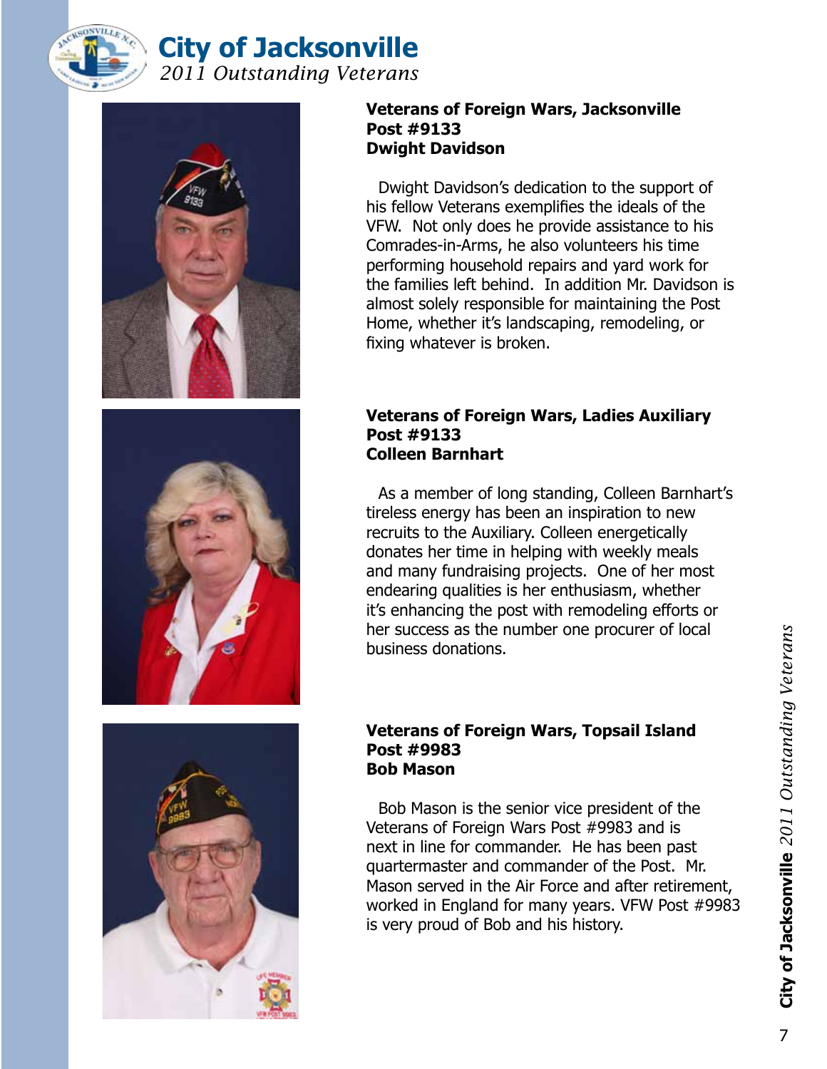### Veterans of Foreign Wars, Jacksonville Post #9133 Dwight Davidson

Dwight Davidson's dedication to the support of his fellow Veterans exemplifies the ideals of the VFW. Not only does he provide assistance to his Comrades-in-Arms, he also volunteers his time performing household repairs and yard work for the families left behind. In addition Mr. Davidson is almost solely responsible for maintaining the Post Home, whether it's landscaping, remodeling, or fixing whatever is broken.

### Veterans of Foreign Wars, Ladies Auxiliary Post #9133 Colleen Barnhart

As a member of long standing, Colleen Barnhart's tireless energy has been an inspiration to new recruits to the Auxiliary. Colleen energetically donates her time in helping with weekly meals and many fundraising projects. One of her most endearing qualities is her enthusiasm, whether it's enhancing the post with remodeling efforts or her success as the number one procurer of local business donations.

### Veterans of Foreign Wars, Topsail Island Post #9983 Bob Mason

Bob Mason is the senior vice president of the Veterans of Foreign Wars Post #9983 and is next in line for commander. He has been past quartermaster and commander of the Post. Mr. Mason served in the Air Force and after retirement, worked in England for many years. VFW Post #9983 is very proud of Bob and his history.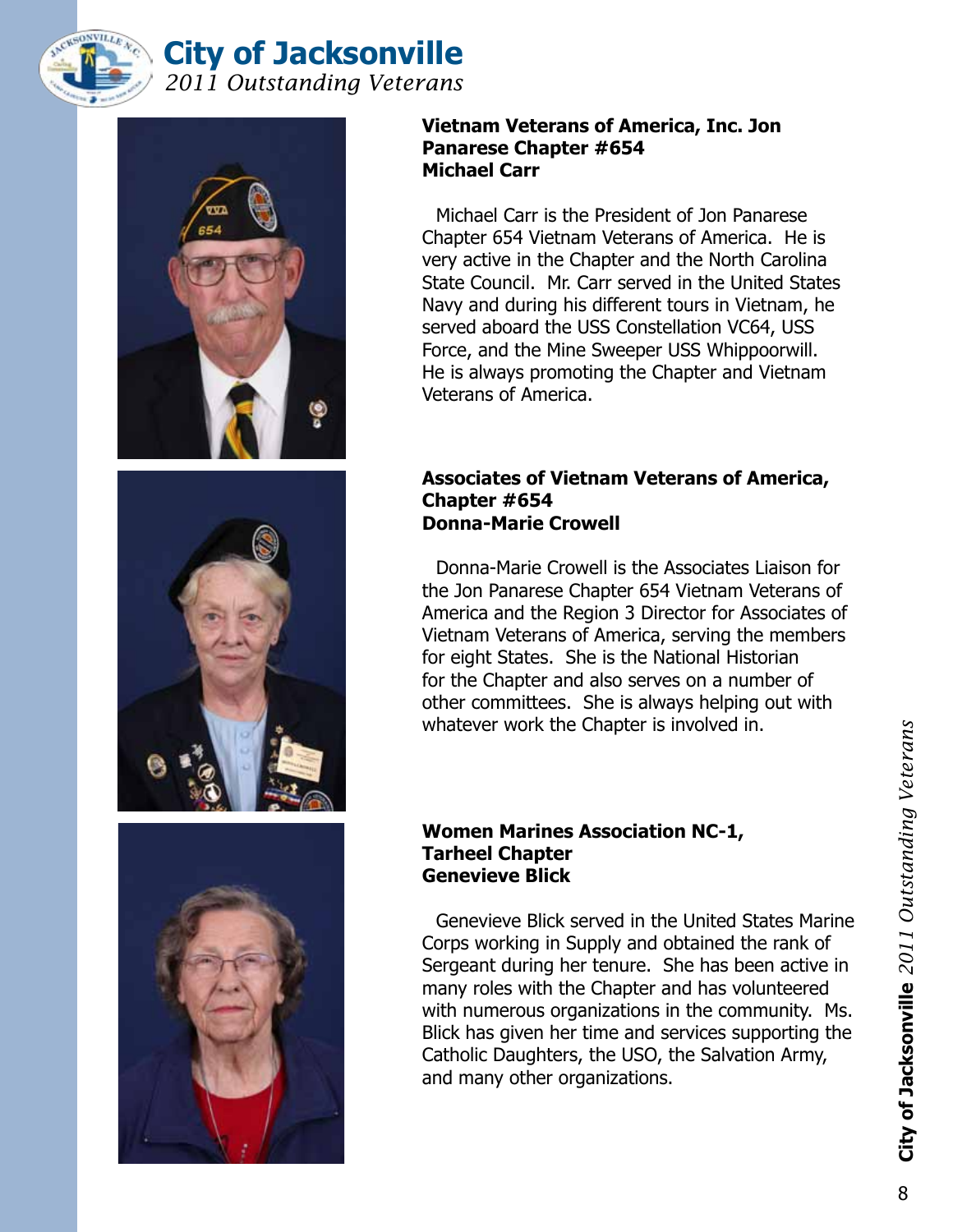### Vietnam Veterans of America, Inc. Jon Panarese Chapter #654
### Michael Carr

Michael Carr is the President of Jon Panarese Chapter 654 Vietnam Veterans of America. He is very active in the Chapter and the North Carolina State Council. Mr. Carr served in the United States Navy and during his different tours in Vietnam, he served aboard the USS Constellation VC64, USS Force, and the Mine Sweeper USS Whippoorwill. He is always promoting the Chapter and Vietnam Veterans of America.

### Associates of Vietnam Veterans of America, Chapter #654
### Donna-Marie Crowell

Donna-Marie Crowell is the Associates Liaison for the Jon Panarese Chapter 654 Vietnam Veterans of America and the Region 3 Director for Associates of Vietnam Veterans of America, serving the members for eight States. She is the National Historian for the Chapter and also serves on a number of other committees. She is always helping out with whatever work the Chapter is involved in.

### Women Marines Association NC-1, Tarheel Chapter
### Genevieve Blick

Genevieve Blick served in the United States Marine Corps working in Supply and obtained the rank of Sergeant during her tenure. She has been active in many roles with the Chapter and has volunteered with numerous organizations in the community. Ms. Blick has given her time and services supporting the Catholic Daughters, the USO, the Salvation Army, and many other organizations.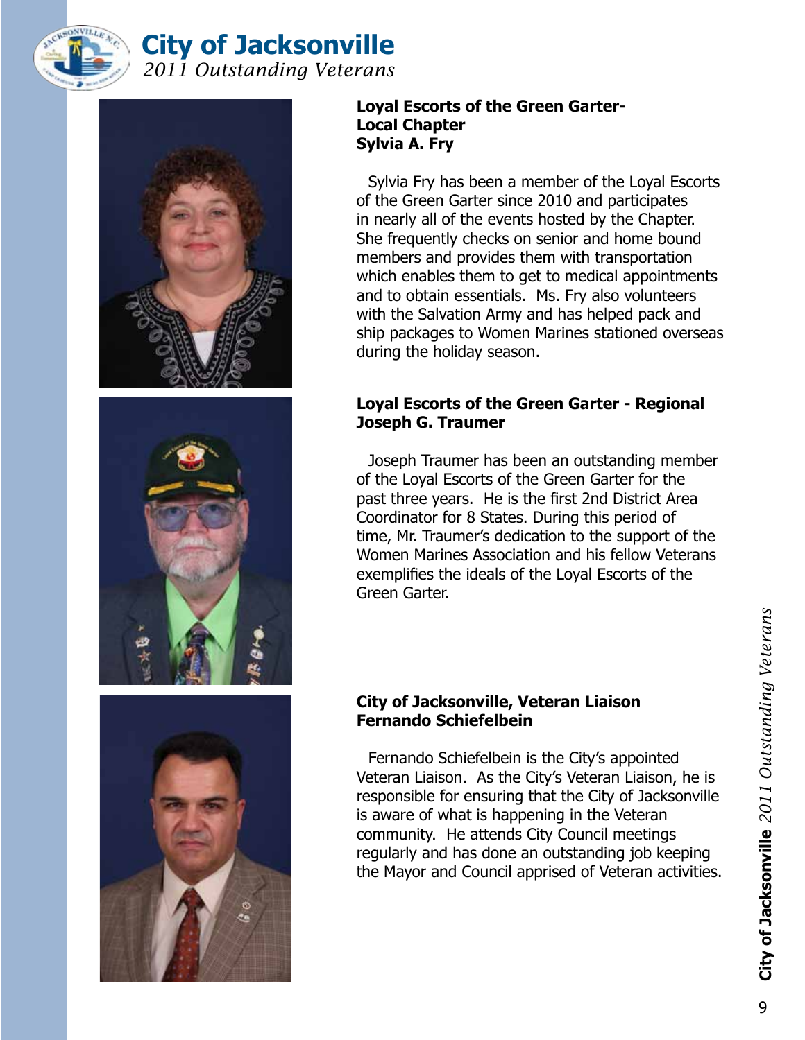**Loyal Escorts of the Green Garter-**
**Local Chapter**
**Sylvia A. Fry**

Sylvia Fry has been a member of the Loyal Escorts of the Green Garter since 2010 and participates in nearly all of the events hosted by the Chapter. She frequently checks on senior and home bound members and provides them with transportation which enables them to get to medical appointments and to obtain essentials. Ms. Fry also volunteers with the Salvation Army and has helped pack and ship packages to Women Marines stationed overseas during the holiday season.

**Loyal Escorts of the Green Garter - Regional**
**Joseph G. Traumer**

Joseph Traumer has been an outstanding member of the Loyal Escorts of the Green Garter for the past three years. He is the first 2nd District Area Coordinator for 8 States. During this period of time, Mr. Traumer's dedication to the support of the Women Marines Association and his fellow Veterans exemplifies the ideals of the Loyal Escorts of the Green Garter.

**City of Jacksonville, Veteran Liaison**
**Fernando Schiefelbein**

Fernando Schiefelbein is the City's appointed Veteran Liaison. As the City's Veteran Liaison, he is responsible for ensuring that the City of Jacksonville is aware of what is happening in the Veteran community. He attends City Council meetings regularly and has done an outstanding job keeping the Mayor and Council apprised of Veteran activities.